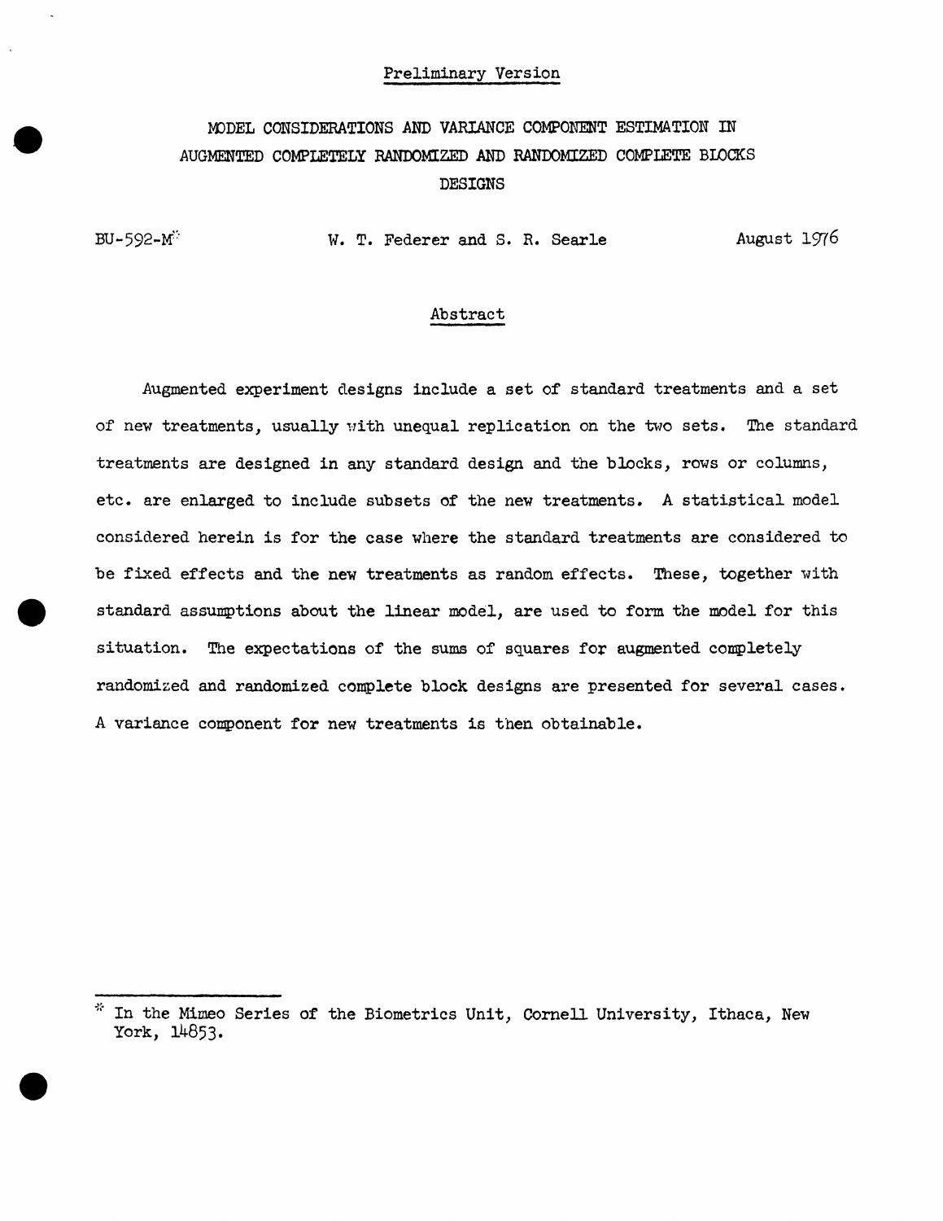Preliminary Version

# MODEL CONSIDERATIONS AND VARIANCE COMPONENT ESTIMATION IN AUGMENTED COMPLETELY RANDOMIZED AND RANDOMIZED COMPLETE BLOCKS DESIGNS

BU-592-M*

W. T. Federer and S. R. Searle

August 1976

## Abstract

Augmented experiment designs include a set of standard treatments and a set of new treatments, usually with unequal replication on the two sets. The standard treatments are designed in any standard design and the blocks, rows or columns, etc. are enlarged to include subsets of the new treatments. A statistical model considered herein is for the case where the standard treatments are considered to be fixed effects and the new treatments as random effects. These, together with standard assumptions about the linear model, are used to form the model for this situation. The expectations of the sums of squares for augmented completely randomized and randomized complete block designs are presented for several cases. A variance component for new treatments is then obtainable.

---

\* In the Mimeo Series of the Biometrics Unit, Cornell University, Ithaca, New York, 14853.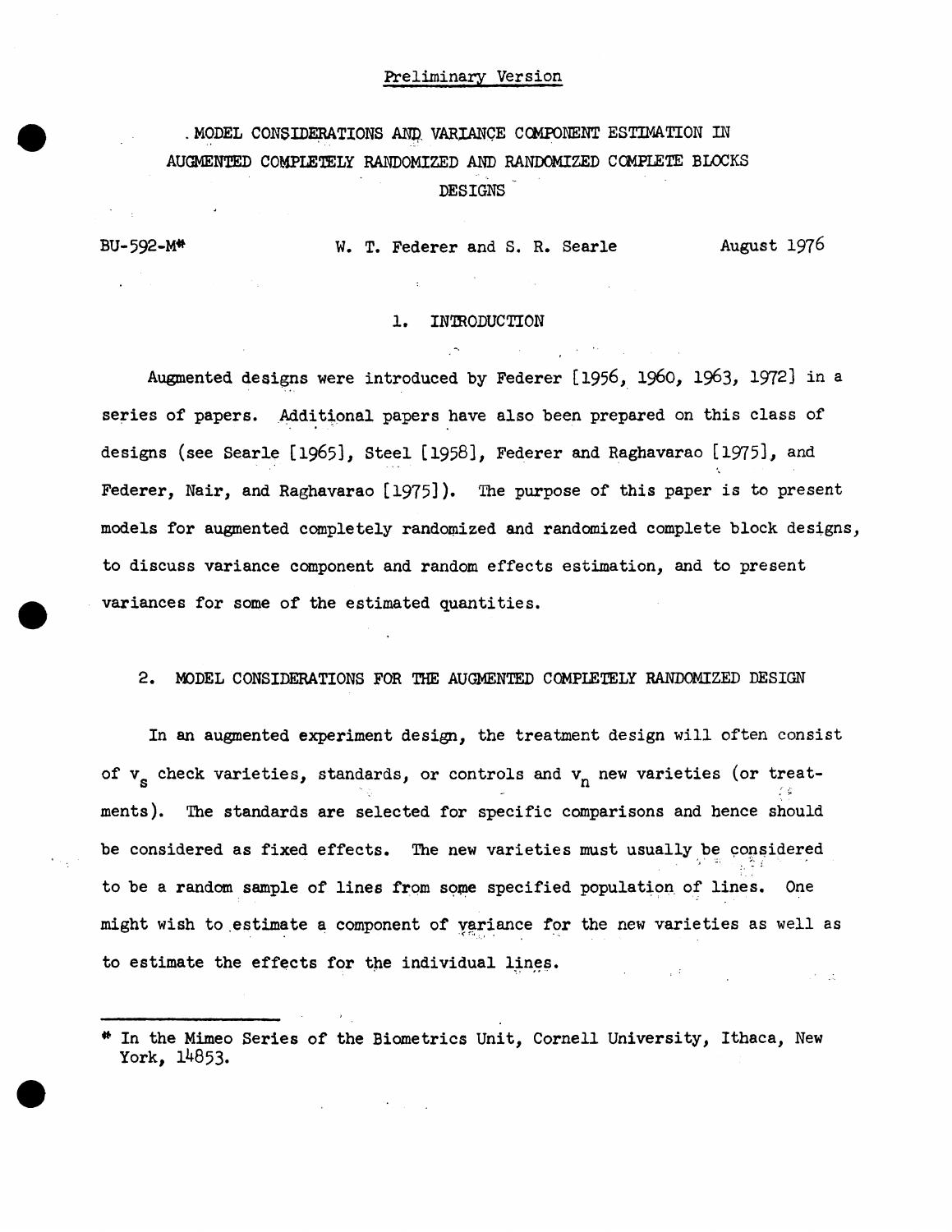Preliminary Version

# MODEL CONSIDERATIONS AND VARIANCE COMPONENT ESTIMATION IN AUGMENTED COMPLETELY RANDOMIZED AND RANDOMIZED COMPLETE BLOCKS DESIGNS

BU-592-M*    W. T. Federer and S. R. Searle    August 1976

## 1. INTRODUCTION

Augmented designs were introduced by Federer [1956, 1960, 1963, 1972] in a series of papers. Additional papers have also been prepared on this class of designs (see Searle [1965], Steel [1958], Federer and Raghavarao [1975], and Federer, Nair, and Raghavarao [1975]). The purpose of this paper is to present models for augmented completely randomized and randomized complete block designs, to discuss variance component and random effects estimation, and to present variances for some of the estimated quantities.

## 2. MODEL CONSIDERATIONS FOR THE AUGMENTED COMPLETELY RANDOMIZED DESIGN

In an augmented experiment design, the treatment design will often consist of $v_s$ check varieties, standards, or controls and $v_n$ new varieties (or treatments). The standards are selected for specific comparisons and hence should be considered as fixed effects. The new varieties must usually be considered to be a random sample of lines from some specified population of lines. One might wish to estimate a component of variance for the new varieties as well as to estimate the effects for the individual lines.

---

\* In the Mimeo Series of the Biometrics Unit, Cornell University, Ithaca, New York, 14853.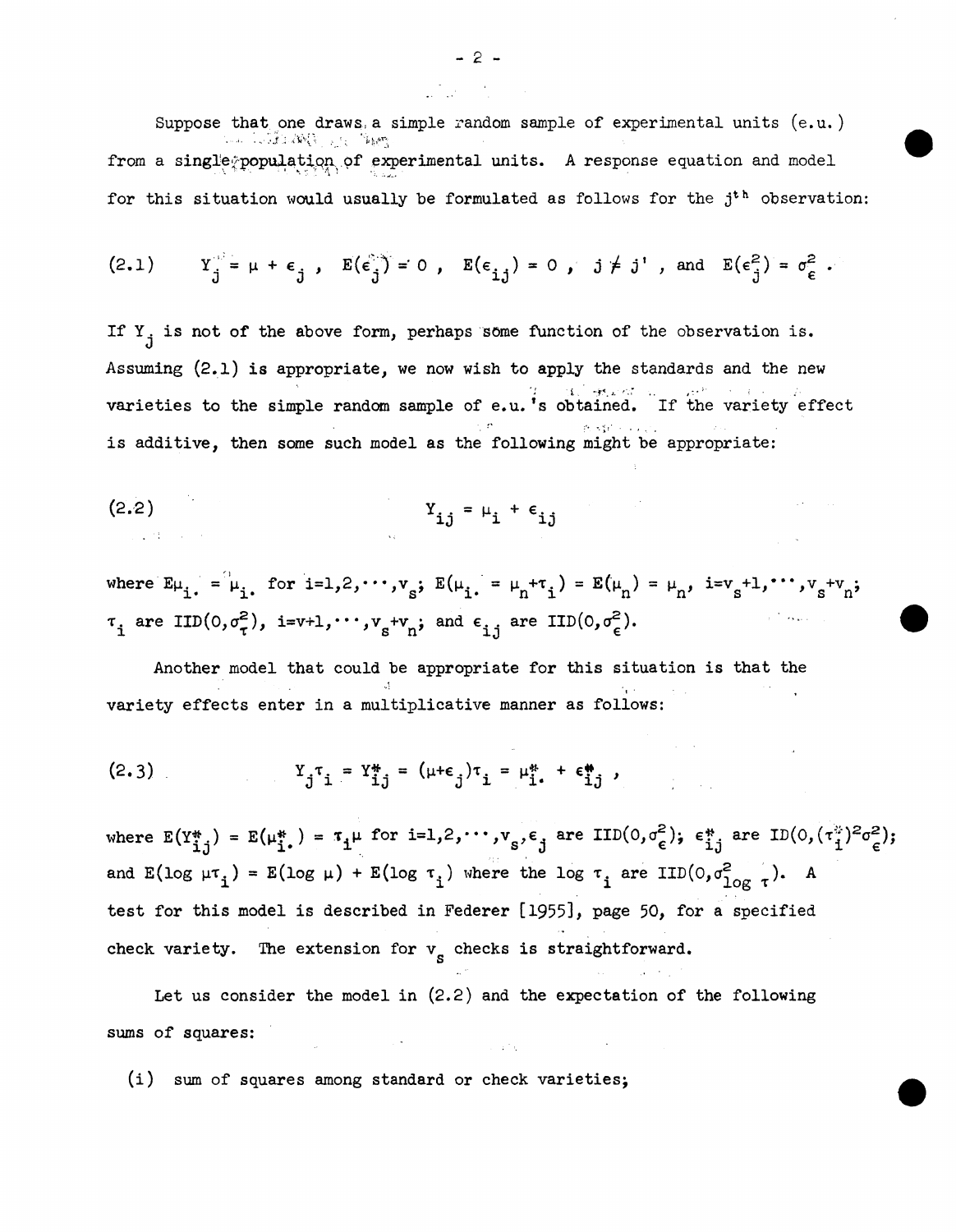Suppose that one draws a simple random sample of experimental units (e.u.) from a single population of experimental units. A response equation and model for this situation would usually be formulated as follows for the $j^{th}$ observation:

$$(2.1) \qquad Y_j = \mu + \epsilon_j \ , \quad E(\epsilon_j) = 0 \ , \quad E(\epsilon_{ij}) = 0 \ , \quad j \neq j' \ , \text{ and } \quad E(\epsilon_j^2) = \sigma_\epsilon^2 \ .$$

If $Y_j$ is not of the above form, perhaps some function of the observation is. Assuming (2.1) is appropriate, we now wish to apply the standards and the new varieties to the simple random sample of e.u.'s obtained. If the variety effect is additive, then some such model as the following might be appropriate:

$$(2.2) \qquad Y_{ij} = \mu_i + \epsilon_{ij}$$

where $E\mu_{i.} = \mu_{i.}$ for $i=1,2,\cdots,v_s$; $E(\mu_{i.} = \mu_n + \tau_i) = E(\mu_n) = \mu_n$, $i=v_s+1,\cdots,v_s+v_n$; $\tau_i$ are $IID(0,\sigma_\tau^2)$, $i=v+1,\cdots,v_s+v_n$; and $\epsilon_{ij}$ are $IID(0,\sigma_\epsilon^2)$.

Another model that could be appropriate for this situation is that the variety effects enter in a multiplicative manner as follows:

$$(2.3) \qquad Y_j\tau_i = Y^*_{ij} = (\mu+\epsilon_j)\tau_i = \mu^*_{i.} + \epsilon^*_{ij} \ ,$$

where $E(Y^*_{ij}) = E(\mu^*_{i.}) = \tau_i\mu$ for $i=1,2,\cdots,v_s$, $\epsilon_j$ are $IID(0,\sigma_\epsilon^2)$; $\epsilon^*_{ij}$ are $ID(0,(\tau^*_i)^2\sigma_\epsilon^2)$; and $E(\log \mu\tau_i) = E(\log \mu) + E(\log \tau_i)$ where the $\log \tau_i$ are $IID(0,\sigma^2_{\log \tau})$. A test for this model is described in Federer [1955], page 50, for a specified check variety. The extension for $v_s$ checks is straightforward.

Let us consider the model in (2.2) and the expectation of the following sums of squares:

(i) sum of squares among standard or check varieties;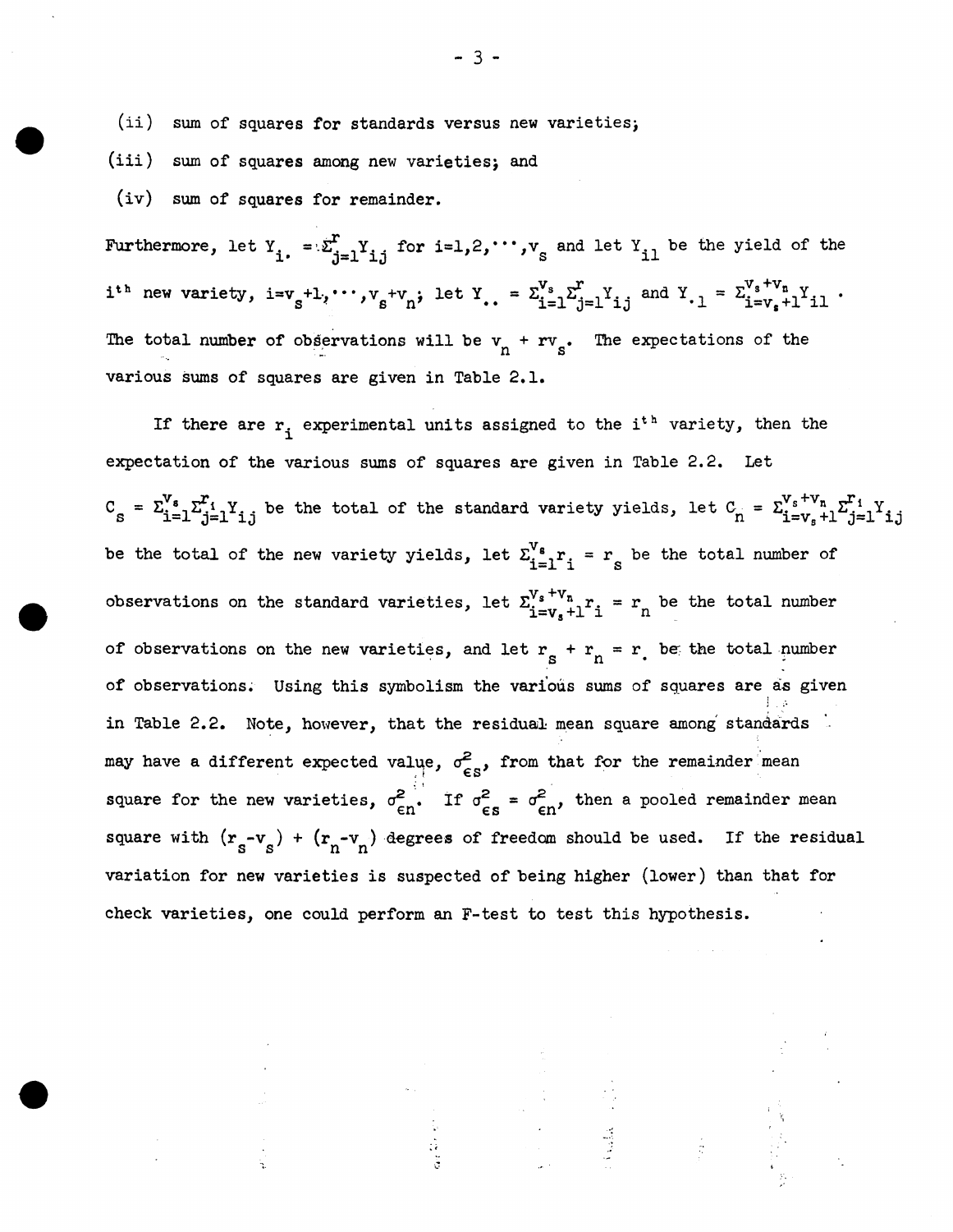(ii) sum of squares for standards versus new varieties;

(iii) sum of squares among new varieties; and

(iv) sum of squares for remainder.

Furthermore, let $Y_{i.} = \Sigma_{j=1}^{r} Y_{ij}$ for $i=1,2,\cdots,v_s$ and let $Y_{i1}$ be the yield of the $i^{th}$ new variety, $i=v_s+1,\cdots,v_s+v_n$; let $Y_{..} = \Sigma_{i=1}^{v_s}\Sigma_{j=1}^{r} Y_{ij}$ and $Y_{.1} = \Sigma_{i=v_s+1}^{v_s+v_n} Y_{i1}$. The total number of observations will be $v_n + rv_s$. The expectations of the various sums of squares are given in Table 2.1.

If there are $r_i$ experimental units assigned to the $i^{th}$ variety, then the expectation of the various sums of squares are given in Table 2.2. Let $C_s = \Sigma_{i=1}^{v_s}\Sigma_{j=1}^{r_i} Y_{ij}$ be the total of the standard variety yields, let $C_n = \Sigma_{i=v_s+1}^{v_s+v_n}\Sigma_{j=1}^{r_i} Y_{ij}$ be the total of the new variety yields, let $\Sigma_{i=1}^{v_s} r_i = r_s$ be the total number of observations on the standard varieties, let $\Sigma_{i=v_s+1}^{v_s+v_n} r_i = r_n$ be the total number of observations on the new varieties, and let $r_s + r_n = r_.$ be the total number of observations. Using this symbolism the various sums of squares are as given in Table 2.2. Note, however, that the residual mean square among standards may have a different expected value, $\sigma^2_{\epsilon s}$, from that for the remainder mean square for the new varieties, $\sigma^2_{\epsilon n}$. If $\sigma^2_{\epsilon s} = \sigma^2_{\epsilon n}$, then a pooled remainder mean square with $(r_s-v_s) + (r_n-v_n)$ degrees of freedom should be used. If the residual variation for new varieties is suspected of being higher (lower) than that for check varieties, one could perform an F-test to test this hypothesis.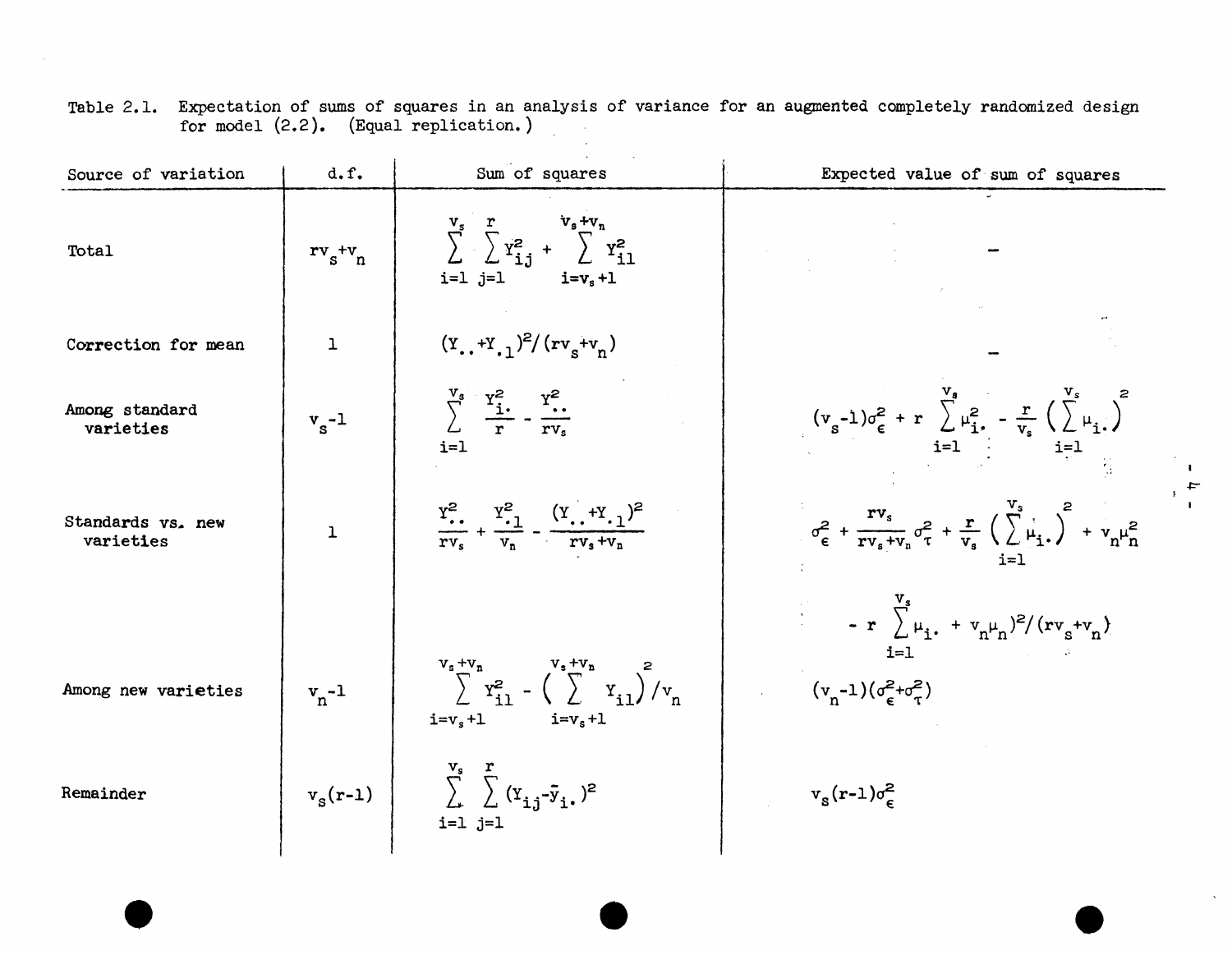Table 2.1. Expectation of sums of squares in an analysis of variance for an augmented completely randomized design for model (2.2). (Equal replication.)

| Source of variation | d.f. | Sum of squares | Expected value of sum of squares |
|---|---|---|---|
| Total | $rv_s+v_n$ | $\sum_{i=1}^{v_s}\sum_{j=1}^{r} Y_{ij}^2 + \sum_{i=v_s+1}^{v_s+v_n} Y_{i1}^2$ | - |
| Correction for mean | 1 | $(Y_{..}+Y_{.1})^2/(rv_s+v_n)$ | - |
| Among standard varieties | $v_s-1$ | $\sum_{i=1}^{v_s} \frac{Y_{i.}^2}{r} - \frac{Y_{..}^2}{rv_s}$ | $(v_s-1)\sigma_\epsilon^2 + r\sum_{i=1}^{v_s}\mu_{i.}^2 - \frac{r}{v_s}\left(\sum_{i=1}^{v_s}\mu_{i.}\right)^2$ |
| Standards vs. new varieties | 1 | $\frac{Y_{..}^2}{rv_s} + \frac{Y_{.1}^2}{v_n} - \frac{(Y_{..}+Y_{.1})^2}{rv_s+v_n}$ | $\sigma_\epsilon^2 + \frac{rv_s}{rv_s+v_n}\sigma_\tau^2 + \frac{r}{v_s}\left(\sum_{i=1}^{v_s}\mu_{i.}\right)^2 + v_n\mu_n^2 - (r\sum_{i=1}^{v_s}\mu_{i.} + v_n\mu_n)^2/(rv_s+v_n)$ |
| Among new varieties | $v_n-1$ | $\sum_{i=v_s+1}^{v_s+v_n} Y_{i1}^2 - \left(\sum_{i=v_s+1}^{v_s+v_n} Y_{i1}\right)^2/v_n$ | $(v_n-1)(\sigma_\epsilon^2+\sigma_\tau^2)$ |
| Remainder | $v_s(r-1)$ | $\sum_{i=1}^{v_s}\sum_{j=1}^{r}(Y_{ij}-\bar{y}_{i.})^2$ | $v_s(r-1)\sigma_\epsilon^2$ |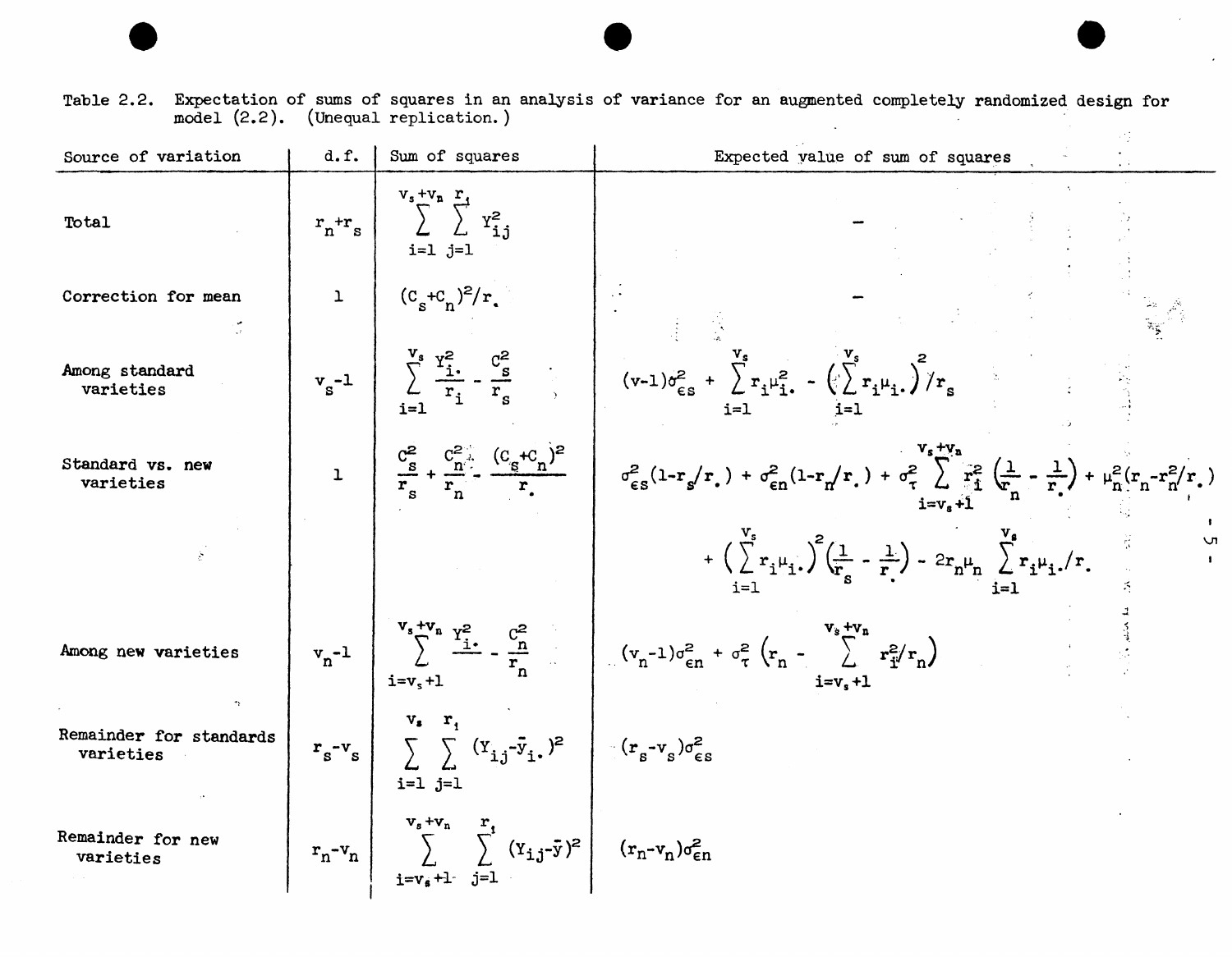Table 2.2. Expectation of sums of squares in an analysis of variance for an augmented completely randomized design for model (2.2). (Unequal replication.)

| Source of variation | d.f. | Sum of squares | Expected value of sum of squares |
|---|---|---|---|
| Total | $r_n + r_s$ | $\sum_{i=1}^{v_s+v_n} \sum_{j=1}^{r_i} Y_{ij}^2$ | – |
| Correction for mean | 1 | $(C_s + C_n)^2 / r_.$ | – |
| Among standard varieties | $v_s - 1$ | $\sum_{i=1}^{v_s} \frac{Y_{i.}^2}{r_i} - \frac{C_s^2}{r_s}$ | $(v-1)\sigma_{\epsilon s}^2 + \sum_{i=1}^{v_s} r_i \mu_{i.}^2 - \left(\sum_{i=1}^{v_s} r_i \mu_{i.}\right)^2 / r_s$ |
| Standard vs. new varieties | 1 | $\frac{C_s^2}{r_s} + \frac{C_n^2}{r_n} - \frac{(C_s + C_n)^2}{r_.}$ | $\sigma_{\epsilon s}^2(1 - r_s/r_.) + \sigma_{\epsilon n}^2(1 - r_n/r_.) + \sigma_\tau^2 \sum_{i=v_s+1}^{v_s+v_n} r_i^2 \left(\frac{1}{r_n} - \frac{1}{r_.}\right) + \mu_n^2(r_n - r_n^2/r_.) + \left(\sum_{i=1}^{v_s} r_i \mu_{i.}\right)^2 \left(\frac{1}{r_s} - \frac{1}{r_.}\right) - 2r_n \mu_n \sum_{i=1}^{v_s} r_i \mu_{i.}/r_.$ |
| Among new varieties | $v_n - 1$ | $\sum_{i=v_s+1}^{v_s+v_n} \frac{Y_{i.}^2}{r_i} - \frac{C_n^2}{r_n}$ | $(v_n - 1)\sigma_{\epsilon n}^2 + \sigma_\tau^2 \left(r_n - \sum_{i=v_s+1}^{v_s+v_n} r_i^2 / r_n\right)$ |
| Remainder for standards varieties | $r_s - v_s$ | $\sum_{i=1}^{v_s} \sum_{j=1}^{r_i} (Y_{ij} - \bar{y}_{i.})^2$ | $(r_s - v_s)\sigma_{\epsilon s}^2$ |
| Remainder for new varieties | $r_n - v_n$ | $\sum_{i=v_s+1}^{v_s+v_n} \sum_{j=1}^{r_i} (Y_{ij} - \bar{y})^2$ | $(r_n - v_n)\sigma_{\epsilon n}^2$ |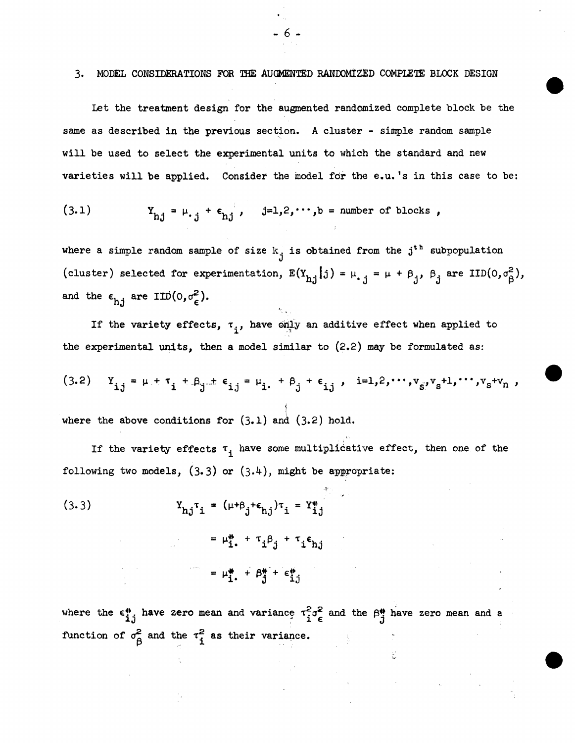## 3. MODEL CONSIDERATIONS FOR THE AUGMENTED RANDOMIZED COMPLETE BLOCK DESIGN

Let the treatment design for the augmented randomized complete block be the same as described in the previous section. A cluster - simple random sample will be used to select the experimental units to which the standard and new varieties will be applied. Consider the model for the e.u.'s in this case to be:

$$(3.1) \qquad Y_{hj} = \mu_{\cdot j} + \epsilon_{hj} \,, \quad j=1,2,\cdots,b = \text{number of blocks} \,,$$

where a simple random sample of size $k_j$ is obtained from the $j^{th}$ subpopulation (cluster) selected for experimentation, $E(Y_{hj}|j) = \mu_{\cdot j} = \mu + \beta_j$, $\beta_j$ are IID$(0,\sigma^2_\beta)$, and the $\epsilon_{hj}$ are IID$(0,\sigma^2_\epsilon)$.

If the variety effects, $\tau_i$, have only an additive effect when applied to the experimental units, then a model similar to (2.2) may be formulated as:

$$(3.2) \quad Y_{ij} = \mu + \tau_i + \beta_j + \epsilon_{ij} = \mu_{i\cdot} + \beta_j + \epsilon_{ij} \,, \quad i=1,2,\cdots,v_s,v_s+1,\cdots,v_s+v_n \,,$$

where the above conditions for (3.1) and (3.2) hold.

If the variety effects $\tau_i$ have some multiplicative effect, then one of the following two models, (3.3) or (3.4), might be appropriate:

$$
\begin{aligned}
(3.3) \qquad Y_{hj}\tau_i &= (\mu+\beta_j+\epsilon_{hj})\tau_i = Y^{*}_{ij} \\
&= \mu^{*}_{i\cdot} + \tau_i\beta_j + \tau_i\epsilon_{hj} \\
&= \mu^{*}_{i\cdot} + \beta^{*}_j + \epsilon^{*}_{ij}
\end{aligned}
$$

where the $\epsilon^{*}_{ij}$ have zero mean and variance $\tau_i^2\sigma_\epsilon^2$ and the $\beta^{*}_j$ have zero mean and a function of $\sigma^2_\beta$ and the $\tau_i^2$ as their variance.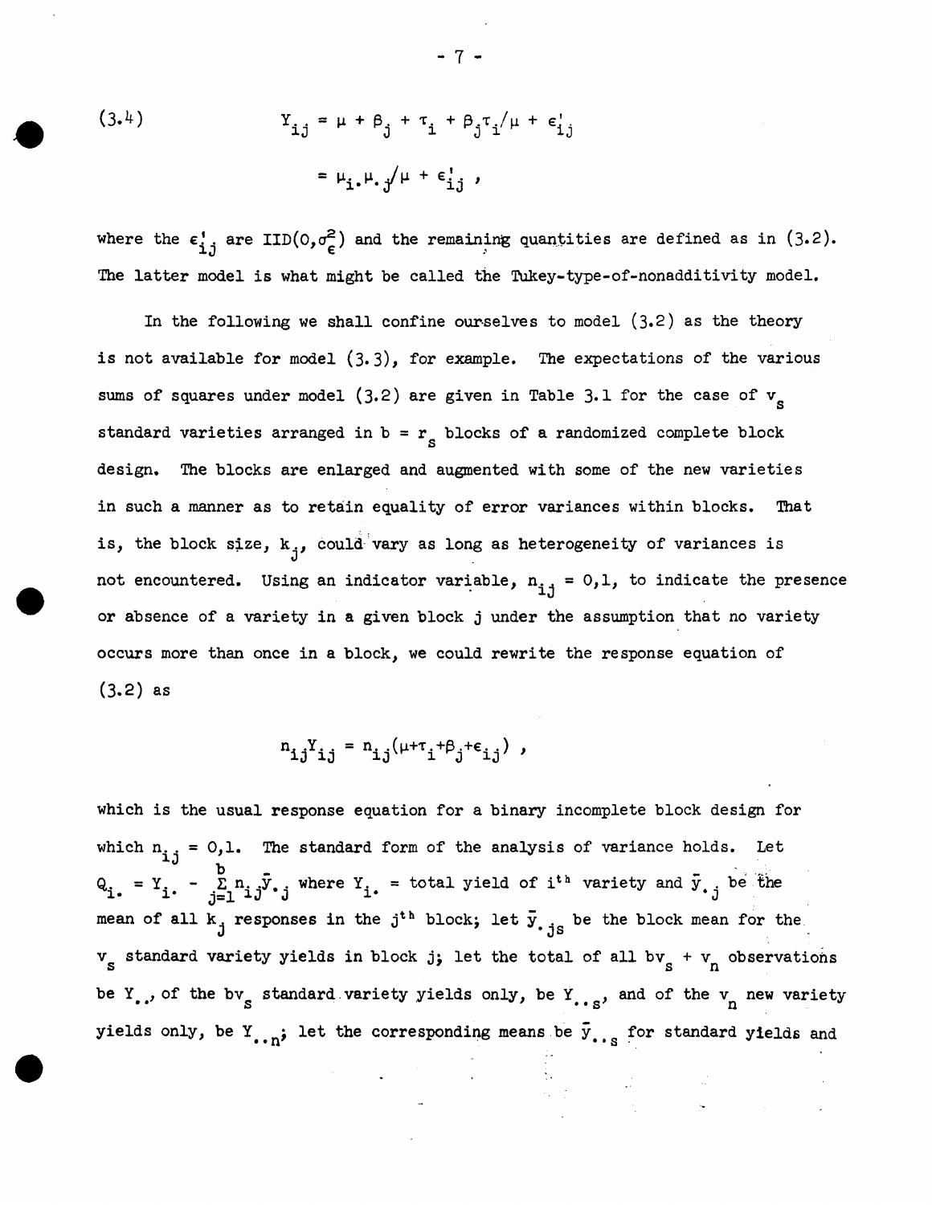$$(3.4) \qquad Y_{ij} = \mu + \beta_j + \tau_i + \beta_j\tau_i/\mu + \epsilon'_{ij}$$

$$= \mu_{i.}\mu_{.j}/\mu + \epsilon'_{ij} ,$$

where the $\epsilon'_{ij}$ are $IID(0,\sigma^2_\epsilon)$ and the remaining quantities are defined as in (3.2). The latter model is what might be called the Tukey-type-of-nonadditivity model.

In the following we shall confine ourselves to model (3.2) as the theory is not available for model (3.3), for example. The expectations of the various sums of squares under model (3.2) are given in Table 3.1 for the case of $v_s$ standard varieties arranged in $b = r_s$ blocks of a randomized complete block design. The blocks are enlarged and augmented with some of the new varieties in such a manner as to retain equality of error variances within blocks. That is, the block size, $k_j$, could vary as long as heterogeneity of variances is not encountered. Using an indicator variable, $n_{ij} = 0,1$, to indicate the presence or absence of a variety in a given block j under the assumption that no variety occurs more than once in a block, we could rewrite the response equation of (3.2) as

$$n_{ij}Y_{ij} = n_{ij}(\mu+\tau_i+\beta_j+\epsilon_{ij}) ,$$

which is the usual response equation for a binary incomplete block design for which $n_{ij} = 0,1$. The standard form of the analysis of variance holds. Let $Q_{i.} = Y_{i.} - \sum_{j=1}^{b} n_{ij}\bar{y}_{.j}$ where $Y_{i.}$ = total yield of $i^{th}$ variety and $\bar{y}_{.j}$ be the mean of all $k_j$ responses in the $j^{th}$ block; let $\bar{y}_{.js}$ be the block mean for the $v_s$ standard variety yields in block j; let the total of all $bv_s + v_n$ observations be $Y_{..}$, of the $bv_s$ standard variety yields only, be $Y_{..s}$, and of the $v_n$ new variety yields only, be $Y_{..n}$; let the corresponding means be $\bar{y}_{..s}$ for standard yields and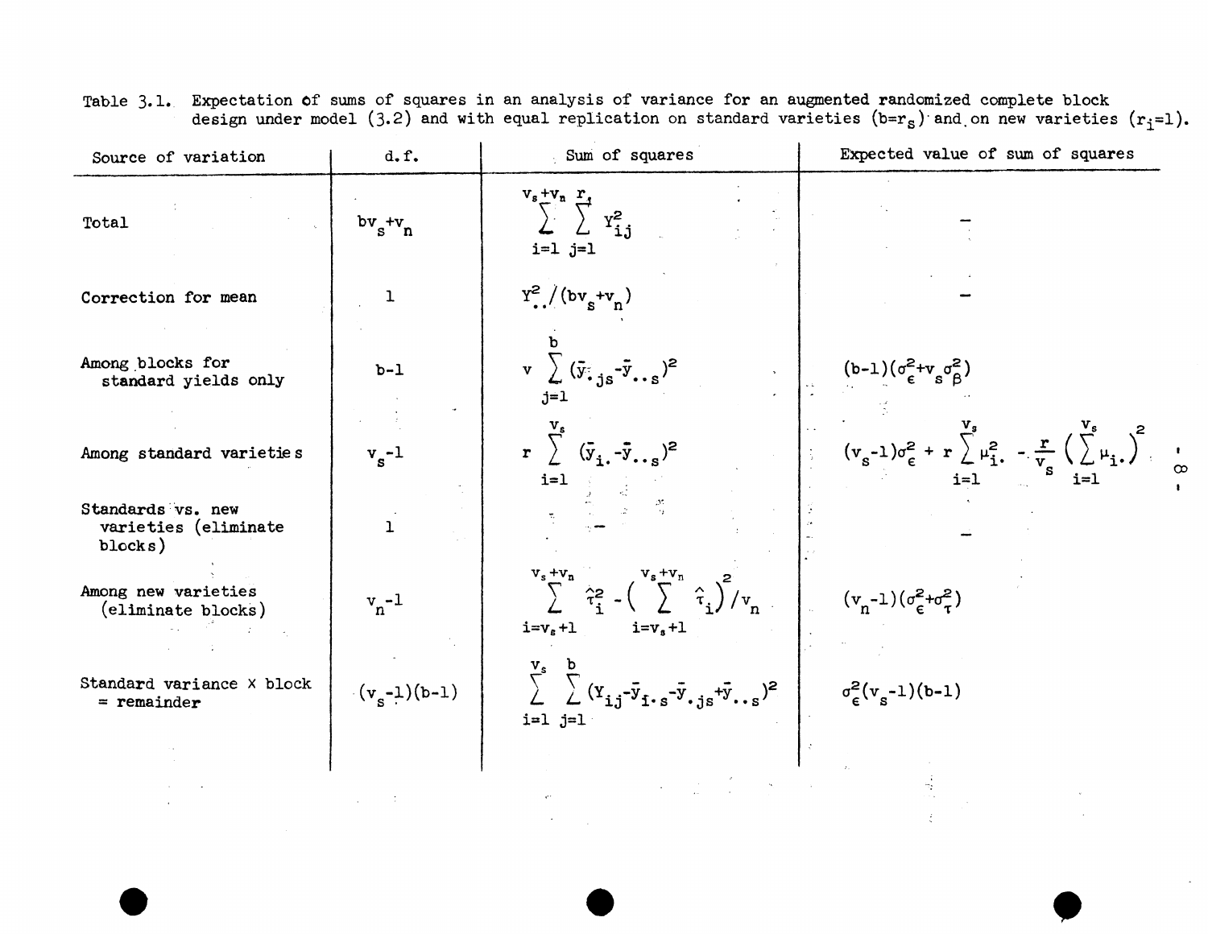Table 3.1. Expectation of sums of squares in an analysis of variance for an augmented randomized complete block design under model (3.2) and with equal replication on standard varieties ($b=r_s$) and on new varieties ($r_i=1$).

| Source of variation | d.f. | Sum of squares | Expected value of sum of squares |
|---|---|---|---|
| Total | $bv_s+v_n$ | $\sum_{i=1}^{v_s+v_n} \sum_{j=1}^{r_i} Y_{ij}^2$ | – |
| Correction for mean | 1 | $Y_{..}^2/(bv_s+v_n)$ | – |
| Among blocks for standard yields only | $b-1$ | $v \sum_{j=1}^{b} (\bar{y}_{.js}-\bar{y}_{..s})^2$ | $(b-1)(\sigma_\epsilon^2+v_s\sigma_\beta^2)$ |
| Among standard varieties | $v_s-1$ | $r \sum_{i=1}^{v_s} (\bar{y}_{i.}-\bar{y}_{..s})^2$ | $(v_s-1)\sigma_\epsilon^2 + r\sum_{i=1}^{v_s} \mu_{i.}^2 - \frac{r}{v_s}\left(\sum_{i=1}^{v_s} \mu_{i.}\right)^2$ |
| Standards vs. new varieties (eliminate blocks) | 1 | – | – |
| Among new varieties (eliminate blocks) | $v_n-1$ | $\sum_{i=v_s+1}^{v_s+v_n} \hat{\tau}_i^2 - \left(\sum_{i=v_s+1}^{v_s+v_n} \hat{\tau}_i\right)^2/v_n$ | $(v_n-1)(\sigma_\epsilon^2+\sigma_\tau^2)$ |
| Standard variance × block = remainder | $(v_s-1)(b-1)$ | $\sum_{i=1}^{v_s} \sum_{j=1}^{b} (Y_{ij}-\bar{y}_{i.s}-\bar{y}_{.js}+\bar{y}_{..s})^2$ | $\sigma_\epsilon^2(v_s-1)(b-1)$ |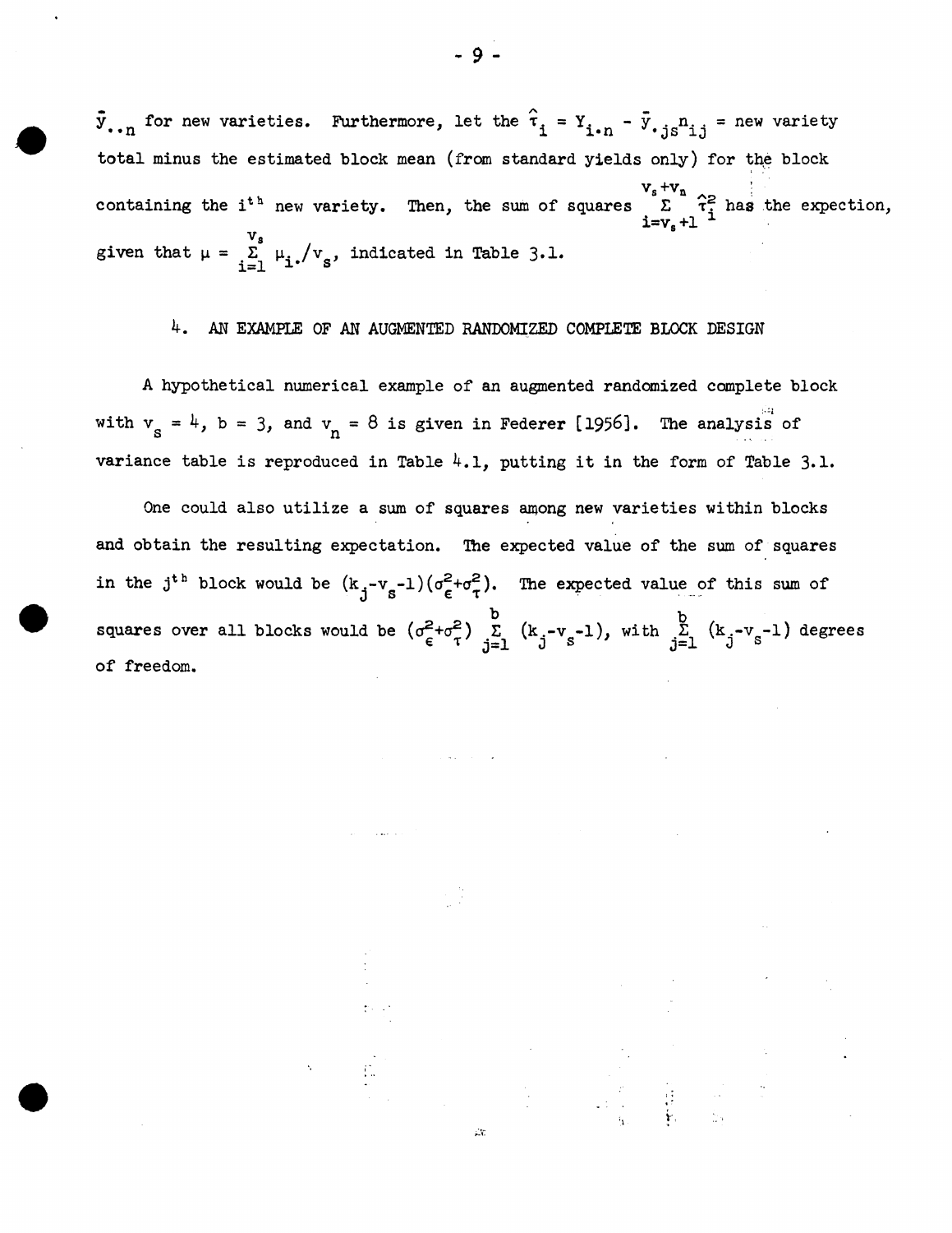$\bar{y}_{\cdot\cdot n}$ for new varieties. Furthermore, let the $\hat{\tau}_i = Y_{i\cdot n} - \bar{y}_{\cdot js} n_{ij}$ = new variety total minus the estimated block mean (from standard yields only) for the block containing the $i^{th}$ new variety. Then, the sum of squares $\sum_{i=v_s+1}^{v_s+v_n} \hat{\tau}_i^2$ has the expection, given that $\mu = \sum_{i=1}^{v_s} \mu_{i\cdot}/v_s$, indicated in Table 3.1.

## 4. AN EXAMPLE OF AN AUGMENTED RANDOMIZED COMPLETE BLOCK DESIGN

A hypothetical numerical example of an augmented randomized complete block with $v_s = 4$, $b = 3$, and $v_n = 8$ is given in Federer [1956]. The analysis of variance table is reproduced in Table 4.1, putting it in the form of Table 3.1.

One could also utilize a sum of squares among new varieties within blocks and obtain the resulting expectation. The expected value of the sum of squares in the $j^{th}$ block would be $(k_j - v_s - 1)(\sigma_\epsilon^2 + \sigma_\tau^2)$. The expected value of this sum of squares over all blocks would be $(\sigma_\epsilon^2 + \sigma_\tau^2) \sum_{j=1}^{b} (k_j - v_s - 1)$, with $\sum_{j=1}^{b} (k_j - v_s - 1)$ degrees of freedom.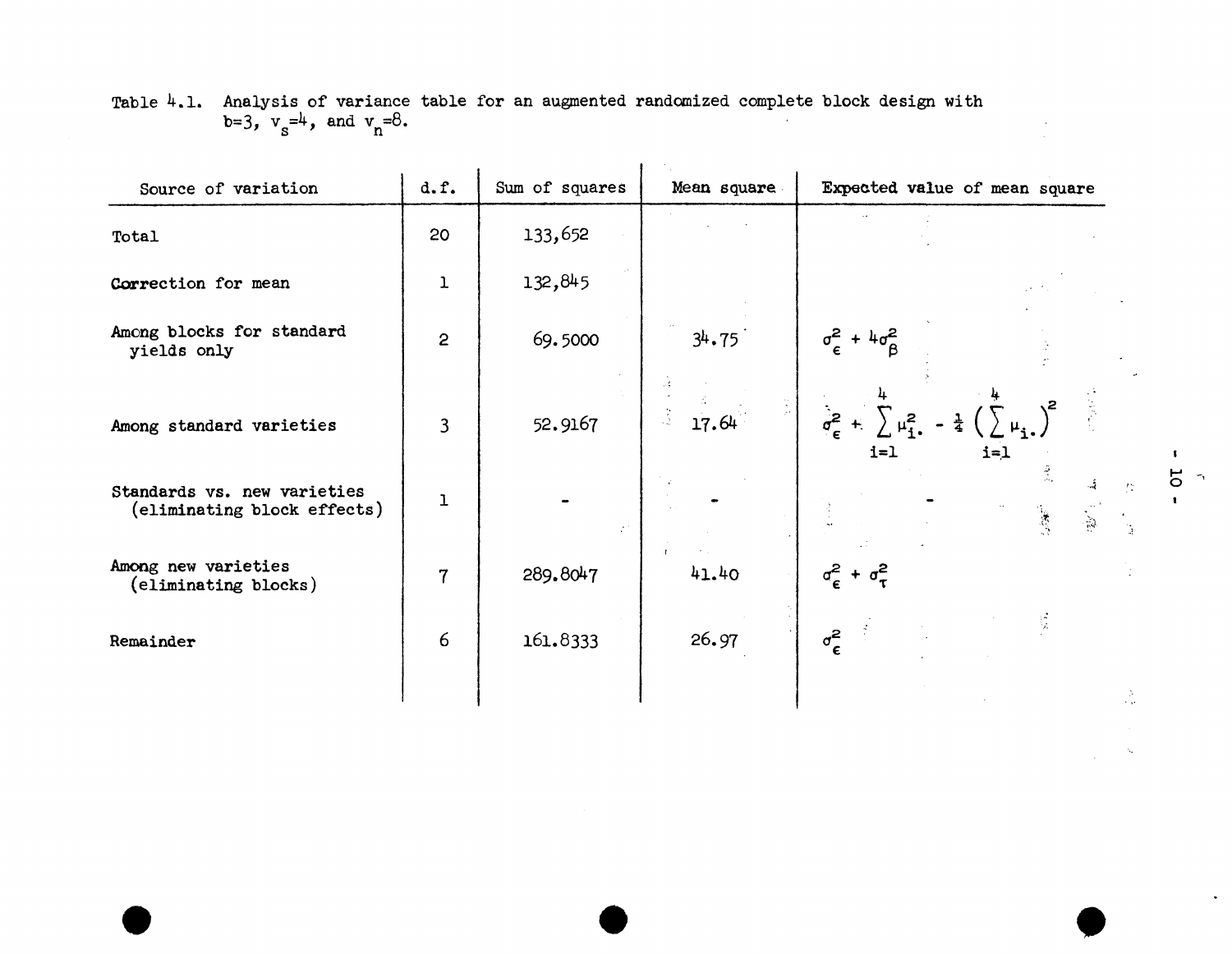Table 4.1. Analysis of variance table for an augmented randomized complete block design with $b=3$, $v_s=4$, and $v_n=8$.

| Source of variation | d.f. | Sum of squares | Mean square | Expected value of mean square |
|---|---|---|---|---|
| Total | 20 | 133,652 | | |
| Correction for mean | 1 | 132,845 | | |
| Among blocks for standard yields only | 2 | 69.5000 | 34.75 | $\sigma_\epsilon^2 + 4\sigma_\beta^2$ |
| Among standard varieties | 3 | 52.9167 | 17.64 | $\sigma_\epsilon^2 + \sum_{i=1}^{4} \mu_{i.}^2 - \frac{1}{4}\left(\sum_{i=1}^{4} \mu_{i.}\right)^2$ |
| Standards vs. new varieties (eliminating block effects) | 1 | - | - | - |
| Among new varieties (eliminating blocks) | 7 | 289.8047 | 41.40 | $\sigma_\epsilon^2 + \sigma_\tau^2$ |
| Remainder | 6 | 161.8333 | 26.97 | $\sigma_\epsilon^2$ |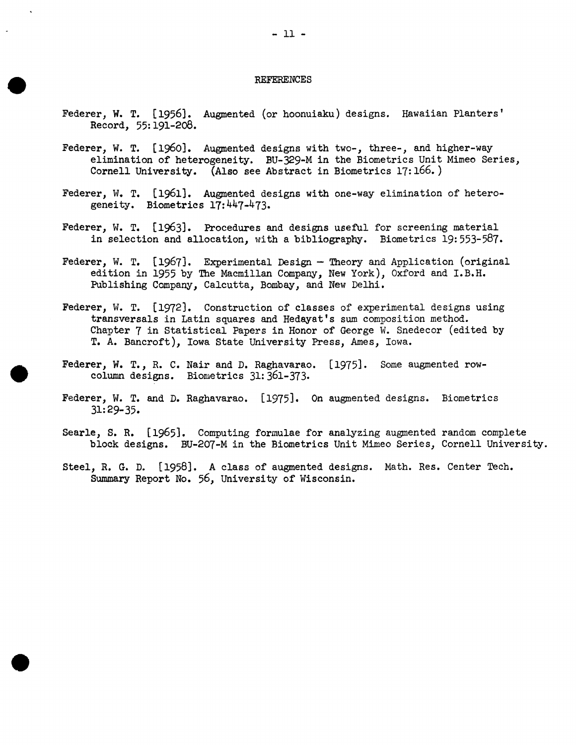## REFERENCES

Federer, W. T. [1956]. Augmented (or hoonuiaku) designs. Hawaiian Planters' Record, 55:191-208.

Federer, W. T. [1960]. Augmented designs with two-, three-, and higher-way elimination of heterogeneity. BU-329-M in the Biometrics Unit Mimeo Series, Cornell University. (Also see Abstract in Biometrics 17:166.)

Federer, W. T. [1961]. Augmented designs with one-way elimination of heterogeneity. Biometrics 17:447-473.

Federer, W. T. [1963]. Procedures and designs useful for screening material in selection and allocation, with a bibliography. Biometrics 19:553-587.

Federer, W. T. [1967]. Experimental Design — Theory and Application (original edition in 1955 by The Macmillan Company, New York), Oxford and I.B.H. Publishing Company, Calcutta, Bombay, and New Delhi.

Federer, W. T. [1972]. Construction of classes of experimental designs using transversals in Latin squares and Hedayat's sum composition method. Chapter 7 in Statistical Papers in Honor of George W. Snedecor (edited by T. A. Bancroft), Iowa State University Press, Ames, Iowa.

Federer, W. T., R. C. Nair and D. Raghavarao. [1975]. Some augmented row-column designs. Biometrics 31:361-373.

Federer, W. T. and D. Raghavarao. [1975]. On augmented designs. Biometrics 31:29-35.

Searle, S. R. [1965]. Computing formulae for analyzing augmented random complete block designs. BU-207-M in the Biometrics Unit Mimeo Series, Cornell University.

Steel, R. G. D. [1958]. A class of augmented designs. Math. Res. Center Tech. Summary Report No. 56, University of Wisconsin.